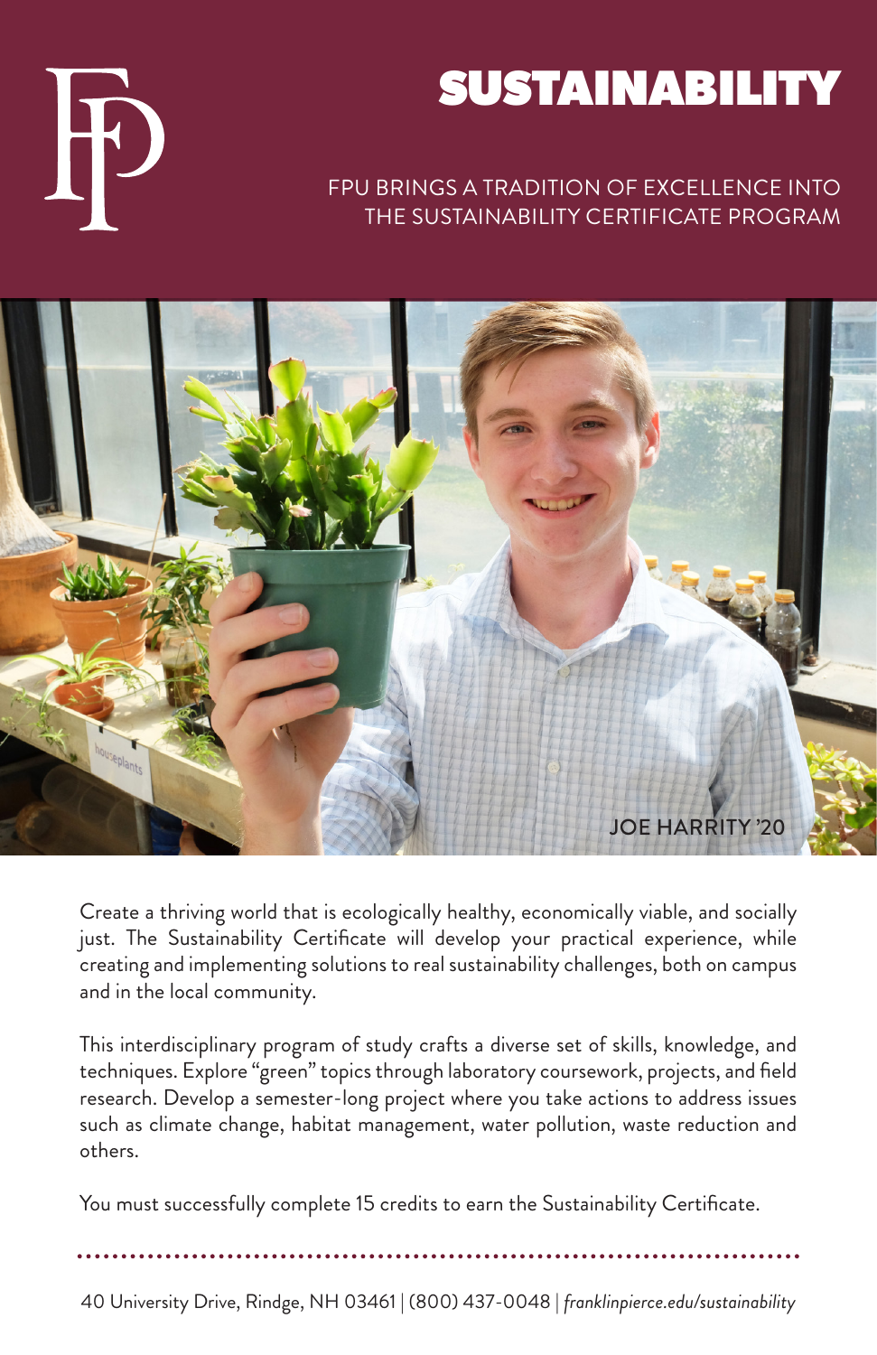# SUSTAINABILITY

FPU BRINGS A TRADITION OF EXCELLENCE INTO THE SUSTAINABILITY CERTIFICATE PROGRAM

JOE HARRITY '20

Create a thriving world that is ecologically healthy, economically viable, and socially just. The Sustainability Certificate will develop your practical experience, while creating and implementing solutions to real sustainability challenges, both on campus and in the local community.

This interdisciplinary program of study crafts a diverse set of skills, knowledge, and techniques. Explore "green" topics through laboratory coursework, projects, and field research. Develop a semester-long project where you take actions to address issues such as climate change, habitat management, water pollution, waste reduction and others.

You must successfully complete 15 credits to earn the Sustainability Certificate.

40 University Drive, Rindge, NH 03461 | (800) 437-0048 | *franklinpierce.edu/sustainability*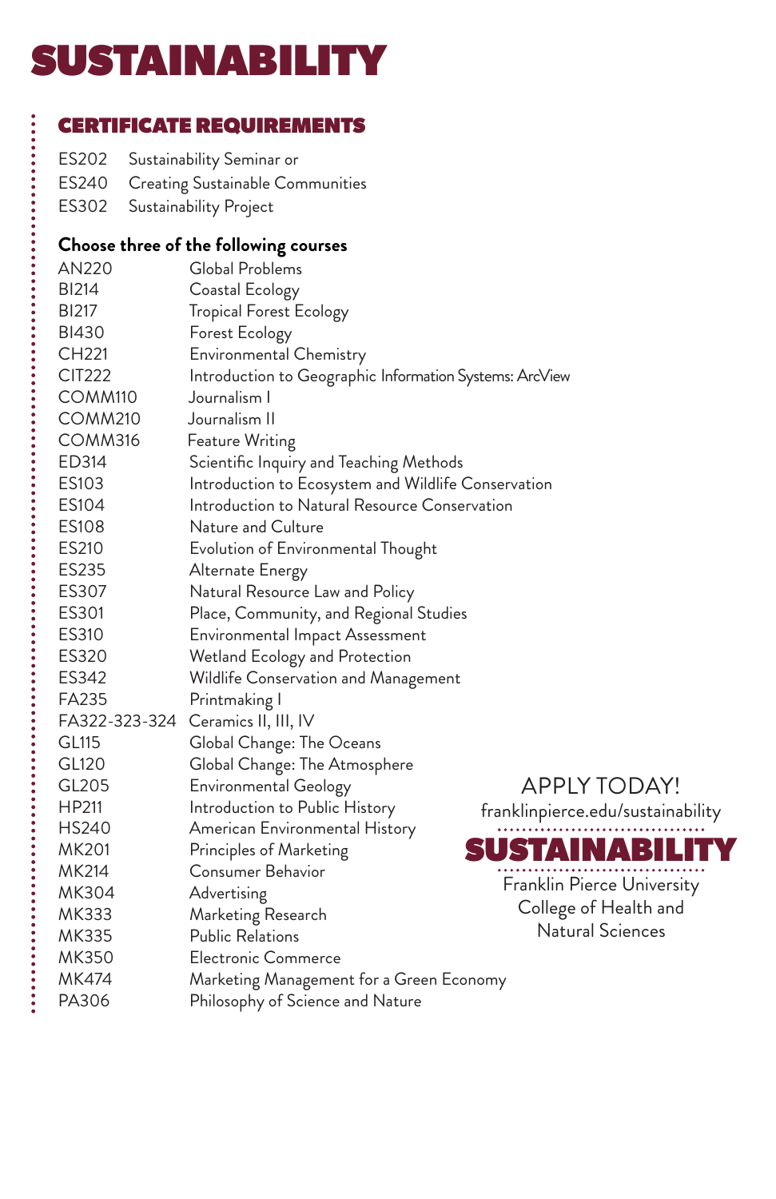# SUSTAINABILITY

## CERTIFICATE REQUIREMENTS

| | |
|---|---|
| ES202 | Sustainability Seminar or |
| ES240 | Creating Sustainable Communities |
| ES302 | Sustainability Project |

**Choose three of the following courses**

| | |
|---|---|
| AN220 | Global Problems |
| BI214 | Coastal Ecology |
| BI217 | Tropical Forest Ecology |
| BI430 | Forest Ecology |
| CH221 | Environmental Chemistry |
| CIT222 | Introduction to Geographic Information Systems: ArcView |
| COMM110 | Journalism I |
| COMM210 | Journalism II |
| COMM316 | Feature Writing |
| ED314 | Scientific Inquiry and Teaching Methods |
| ES103 | Introduction to Ecosystem and Wildlife Conservation |
| ES104 | Introduction to Natural Resource Conservation |
| ES108 | Nature and Culture |
| ES210 | Evolution of Environmental Thought |
| ES235 | Alternate Energy |
| ES307 | Natural Resource Law and Policy |
| ES301 | Place, Community, and Regional Studies |
| ES310 | Environmental Impact Assessment |
| ES320 | Wetland Ecology and Protection |
| ES342 | Wildlife Conservation and Management |
| FA235 | Printmaking I |
| FA322-323-324 | Ceramics II, III, IV |
| GL115 | Global Change: The Oceans |
| GL120 | Global Change: The Atmosphere |
| GL205 | Environmental Geology |
| HP211 | Introduction to Public History |
| HS240 | American Environmental History |
| MK201 | Principles of Marketing |
| MK214 | Consumer Behavior |
| MK304 | Advertising |
| MK333 | Marketing Research |
| MK335 | Public Relations |
| MK350 | Electronic Commerce |
| MK474 | Marketing Management for a Green Economy |
| PA306 | Philosophy of Science and Nature |

APPLY TODAY!

franklinpierce.edu/sustainability

**SUSTAINABILITY**

Franklin Pierce University
College of Health and
Natural Sciences